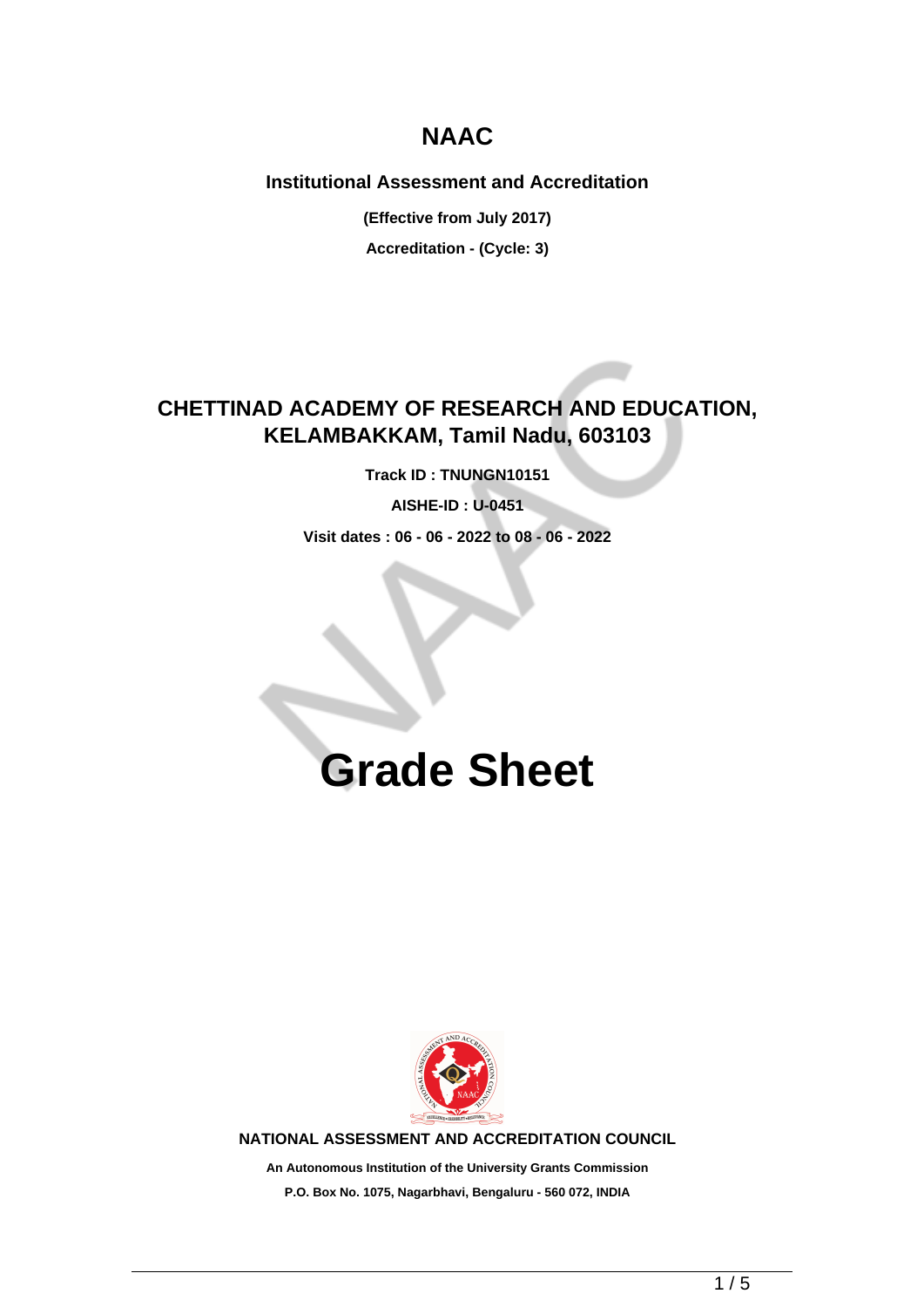# NAAC

**Institutional Assessment and Accreditation**

**(Effective from July 2017)**

**Accreditation - (Cycle: 3)**

## CHETTINAD ACADEMY OF RESEARCH AND EDUCATION, KELAMBAKKAM, Tamil Nadu, 603103

**Track ID : TNUNGN10151**

**AISHE-ID : U-0451**

**Visit dates : 06 - 06 - 2022 to 08 - 06 - 2022**

# Grade Sheet

**NATIONAL ASSESSMENT AND ACCREDITATION COUNCIL**

**An Autonomous Institution of the University Grants Commission**

**P.O. Box No. 1075, Nagarbhavi, Bengaluru - 560 072, INDIA**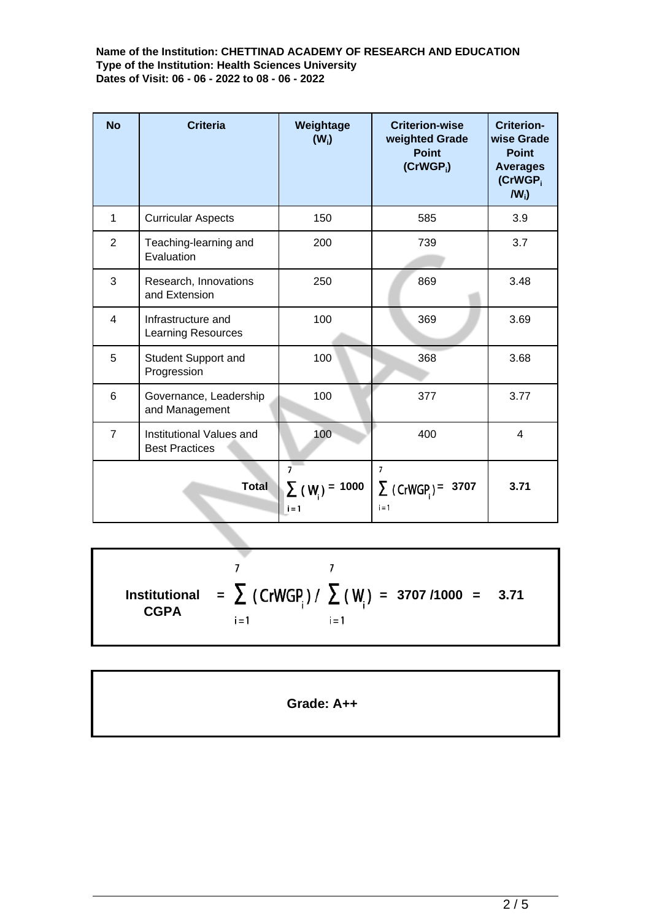**Name of the Institution: CHETTINAD ACADEMY OF RESEARCH AND EDUCATION**
**Type of the Institution: Health Sciences University**
**Dates of Visit: 06 - 06 - 2022 to 08 - 06 - 2022**

| No | Criteria | Weightage ($W_i$) | Criterion-wise weighted Grade Point ($CrWGP_i$) | Criterion-wise Grade Point Averages ($CrWGP_i / W_i$) |
|---|---|---|---|---|
| 1 | Curricular Aspects | 150 | 585 | 3.9 |
| 2 | Teaching-learning and Evaluation | 200 | 739 | 3.7 |
| 3 | Research, Innovations and Extension | 250 | 869 | 3.48 |
| 4 | Infrastructure and Learning Resources | 100 | 369 | 3.69 |
| 5 | Student Support and Progression | 100 | 368 | 3.68 |
| 6 | Governance, Leadership and Management | 100 | 377 | 3.77 |
| 7 | Institutional Values and Best Practices | 100 | 400 | 4 |
| **Total** | | $\sum_{i=1}^{7} (W_i) = 1000$ | $\sum_{i=1}^{7} (CrWGP_i) = 3707$ | **3.71** |

$$\text{Institutional CGPA} = \sum_{i=1}^{7} (CrWGP_i) \Big/ \sum_{i=1}^{7} (W_i) = 3707/1000 = 3.71$$

**Grade: A++**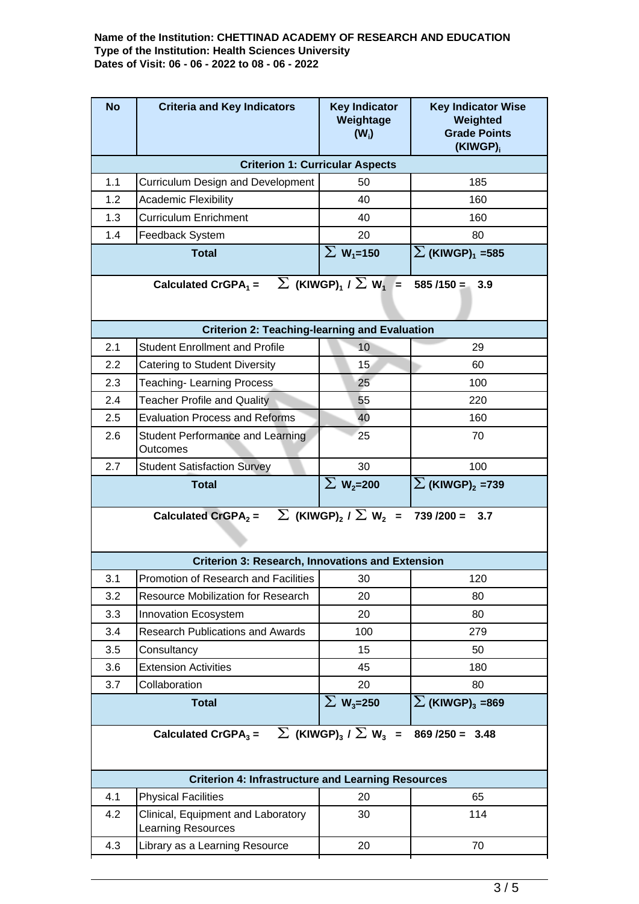**Name of the Institution: CHETTINAD ACADEMY OF RESEARCH AND EDUCATION**
**Type of the Institution: Health Sciences University**
**Dates of Visit: 06 - 06 - 2022 to 08 - 06 - 2022**

| No | Criteria and Key Indicators | Key Indicator Weightage ($W_i$) | Key Indicator Wise Weighted Grade Points $(KIWGP)_i$ |
|---|---|---|---|
| **Criterion 1: Curricular Aspects** | | | |
| 1.1 | Curriculum Design and Development | 50 | 185 |
| 1.2 | Academic Flexibility | 40 | 160 |
| 1.3 | Curriculum Enrichment | 40 | 160 |
| 1.4 | Feedback System | 20 | 80 |
| **Total** | | $\sum W_1$=150 | $\sum (KIWGP)_1$ =585 |
| **Calculated $CrGPA_1$ = $\sum (KIWGP)_1 / \sum W_1$ = 585 /150 = 3.9** | | | |
| **Criterion 2: Teaching-learning and Evaluation** | | | |
| 2.1 | Student Enrollment and Profile | 10 | 29 |
| 2.2 | Catering to Student Diversity | 15 | 60 |
| 2.3 | Teaching- Learning Process | 25 | 100 |
| 2.4 | Teacher Profile and Quality | 55 | 220 |
| 2.5 | Evaluation Process and Reforms | 40 | 160 |
| 2.6 | Student Performance and Learning Outcomes | 25 | 70 |
| 2.7 | Student Satisfaction Survey | 30 | 100 |
| **Total** | | $\sum W_2$=200 | $\sum (KIWGP)_2$ =739 |
| **Calculated $CrGPA_2$ = $\sum (KIWGP)_2 / \sum W_2$ = 739 /200 = 3.7** | | | |
| **Criterion 3: Research, Innovations and Extension** | | | |
| 3.1 | Promotion of Research and Facilities | 30 | 120 |
| 3.2 | Resource Mobilization for Research | 20 | 80 |
| 3.3 | Innovation Ecosystem | 20 | 80 |
| 3.4 | Research Publications and Awards | 100 | 279 |
| 3.5 | Consultancy | 15 | 50 |
| 3.6 | Extension Activities | 45 | 180 |
| 3.7 | Collaboration | 20 | 80 |
| **Total** | | $\sum W_3$=250 | $\sum (KIWGP)_3$ =869 |
| **Calculated $CrGPA_3$ = $\sum (KIWGP)_3 / \sum W_3$ = 869 /250 = 3.48** | | | |
| **Criterion 4: Infrastructure and Learning Resources** | | | |
| 4.1 | Physical Facilities | 20 | 65 |
| 4.2 | Clinical, Equipment and Laboratory Learning Resources | 30 | 114 |
| 4.3 | Library as a Learning Resource | 20 | 70 |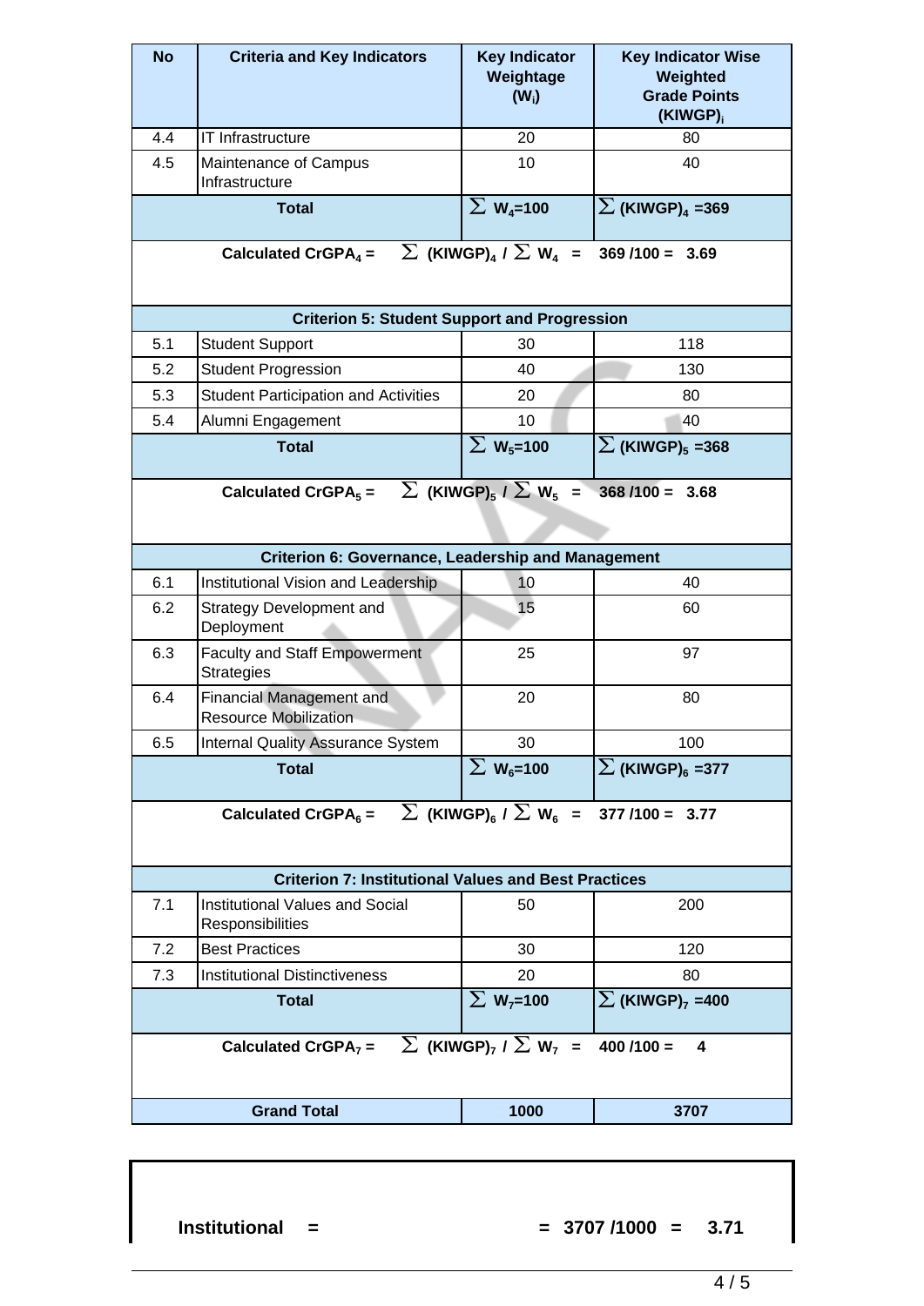| No | Criteria and Key Indicators | Key Indicator Weightage $(W_i)$ | Key Indicator Wise Weighted Grade Points $(KIWGP)_i$ |
|---|---|---|---|
| 4.4 | IT Infrastructure | 20 | 80 |
| 4.5 | Maintenance of Campus Infrastructure | 10 | 40 |
| | **Total** | $\sum W_4=100$ | $\sum (KIWGP)_4 = 369$ |
| | **Calculated $CrGPA_4$ = $\sum (KIWGP)_4 / \sum W_4$ = 369 /100 = 3.69** | | |
| | **Criterion 5: Student Support and Progression** | | |
| 5.1 | Student Support | 30 | 118 |
| 5.2 | Student Progression | 40 | 130 |
| 5.3 | Student Participation and Activities | 20 | 80 |
| 5.4 | Alumni Engagement | 10 | 40 |
| | **Total** | $\sum W_5=100$ | $\sum (KIWGP)_5 = 368$ |
| | **Calculated $CrGPA_5$ = $\sum (KIWGP)_5 / \sum W_5$ = 368 /100 = 3.68** | | |
| | **Criterion 6: Governance, Leadership and Management** | | |
| 6.1 | Institutional Vision and Leadership | 10 | 40 |
| 6.2 | Strategy Development and Deployment | 15 | 60 |
| 6.3 | Faculty and Staff Empowerment Strategies | 25 | 97 |
| 6.4 | Financial Management and Resource Mobilization | 20 | 80 |
| 6.5 | Internal Quality Assurance System | 30 | 100 |
| | **Total** | $\sum W_6=100$ | $\sum (KIWGP)_6 = 377$ |
| | **Calculated $CrGPA_6$ = $\sum (KIWGP)_6 / \sum W_6$ = 377 /100 = 3.77** | | |
| | **Criterion 7: Institutional Values and Best Practices** | | |
| 7.1 | Institutional Values and Social Responsibilities | 50 | 200 |
| 7.2 | Best Practices | 30 | 120 |
| 7.3 | Institutional Distinctiveness | 20 | 80 |
| | **Total** | $\sum W_7=100$ | $\sum (KIWGP)_7 = 400$ |
| | **Calculated $CrGPA_7$ = $\sum (KIWGP)_7 / \sum W_7$ = 400 /100 = 4** | | |
| | **Grand Total** | **1000** | **3707** |

**Institutional = = 3707 /1000 = 3.71**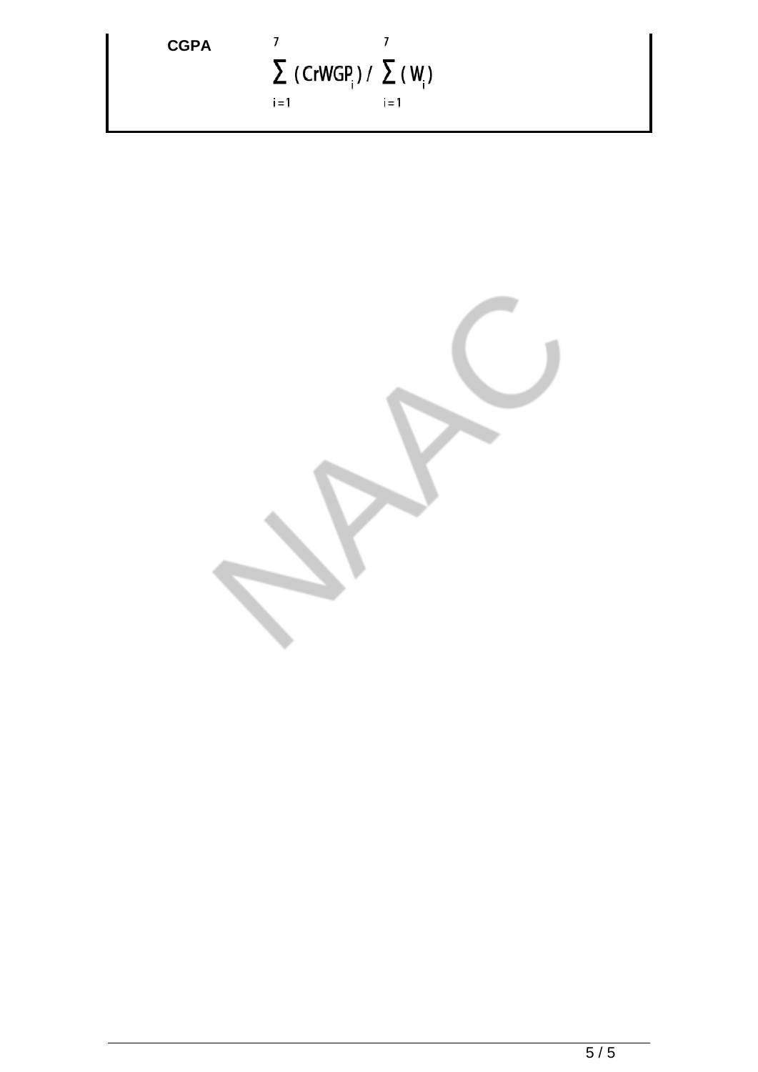| | |
|---|---|
| **CGPA** | $\sum_{i=1}^{7} (CrWGP_i) / \sum_{i=1}^{7} (W_i)$ |